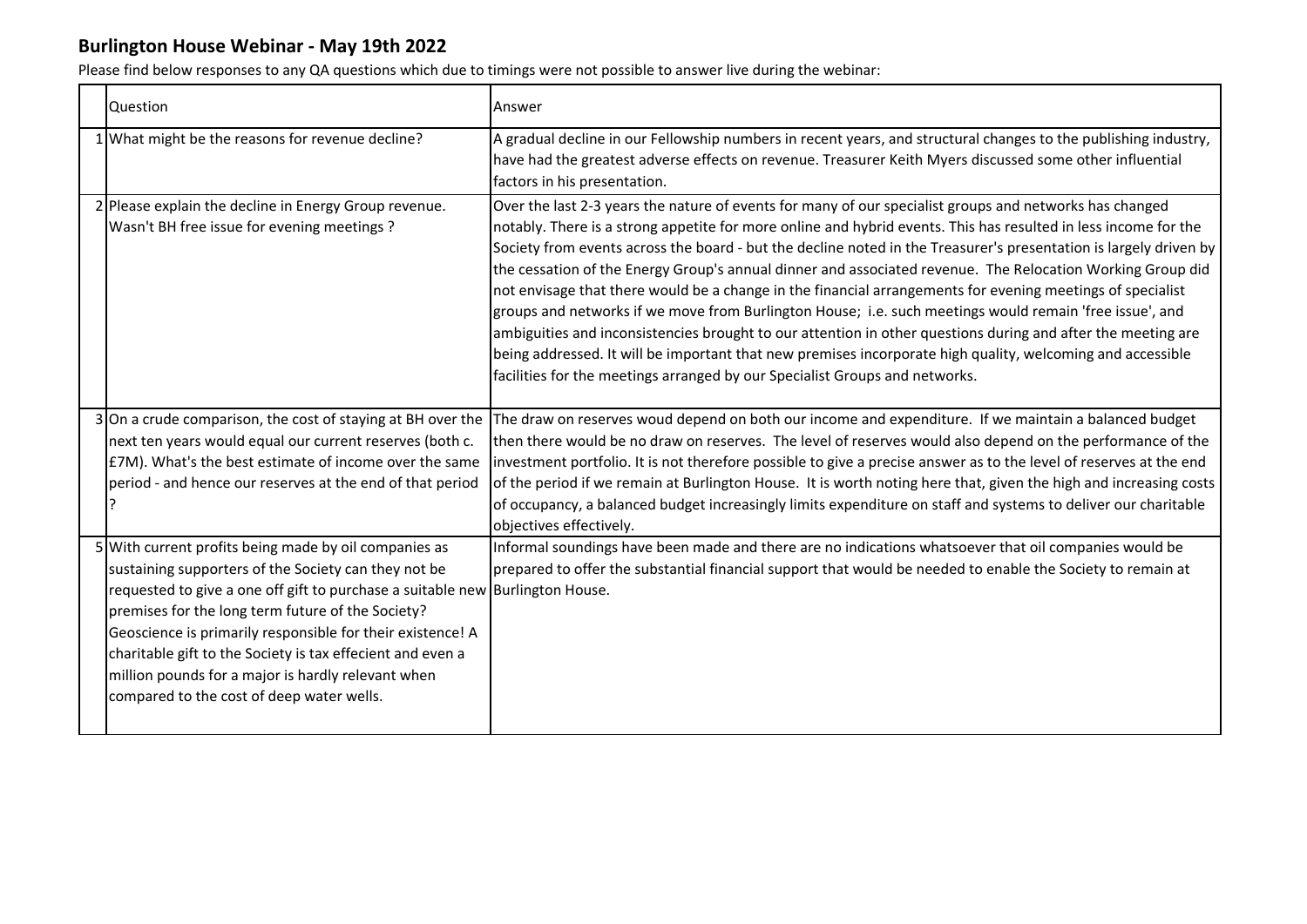# Burlington House Webinar - May 19th 2022

Please find below responses to any QA questions which due to timings were not possible to answer live during the webinar:

| | Question | Answer |
|---|---|---|
| 1 | What might be the reasons for revenue decline? | A gradual decline in our Fellowship numbers in recent years, and structural changes to the publishing industry, have had the greatest adverse effects on revenue. Treasurer Keith Myers discussed some other influential factors in his presentation. |
| 2 | Please explain the decline in Energy Group revenue. Wasn't BH free issue for evening meetings ? | Over the last 2-3 years the nature of events for many of our specialist groups and networks has changed notably. There is a strong appetite for more online and hybrid events. This has resulted in less income for the Society from events across the board - but the decline noted in the Treasurer's presentation is largely driven by the cessation of the Energy Group's annual dinner and associated revenue. The Relocation Working Group did not envisage that there would be a change in the financial arrangements for evening meetings of specialist groups and networks if we move from Burlington House; i.e. such meetings would remain 'free issue', and ambiguities and inconsistencies brought to our attention in other questions during and after the meeting are being addressed. It will be important that new premises incorporate high quality, welcoming and accessible facilities for the meetings arranged by our Specialist Groups and networks. |
| 3 | On a crude comparison, the cost of staying at BH over the next ten years would equal our current reserves (both c. £7M). What's the best estimate of income over the same period - and hence our reserves at the end of that period ? | The draw on reserves woud depend on both our income and expenditure. If we maintain a balanced budget then there would be no draw on reserves. The level of reserves would also depend on the performance of the investment portfolio. It is not therefore possible to give a precise answer as to the level of reserves at the end of the period if we remain at Burlington House. It is worth noting here that, given the high and increasing costs of occupancy, a balanced budget increasingly limits expenditure on staff and systems to deliver our charitable objectives effectively. |
| 5 | With current profits being made by oil companies as sustaining supporters of the Society can they not be requested to give a one off gift to purchase a suitable new premises for the long term future of the Society? Geoscience is primarily responsible for their existence! A charitable gift to the Society is tax effecient and even a million pounds for a major is hardly relevant when compared to the cost of deep water wells. | Informal soundings have been made and there are no indications whatsoever that oil companies would be prepared to offer the substantial financial support that would be needed to enable the Society to remain at Burlington House. |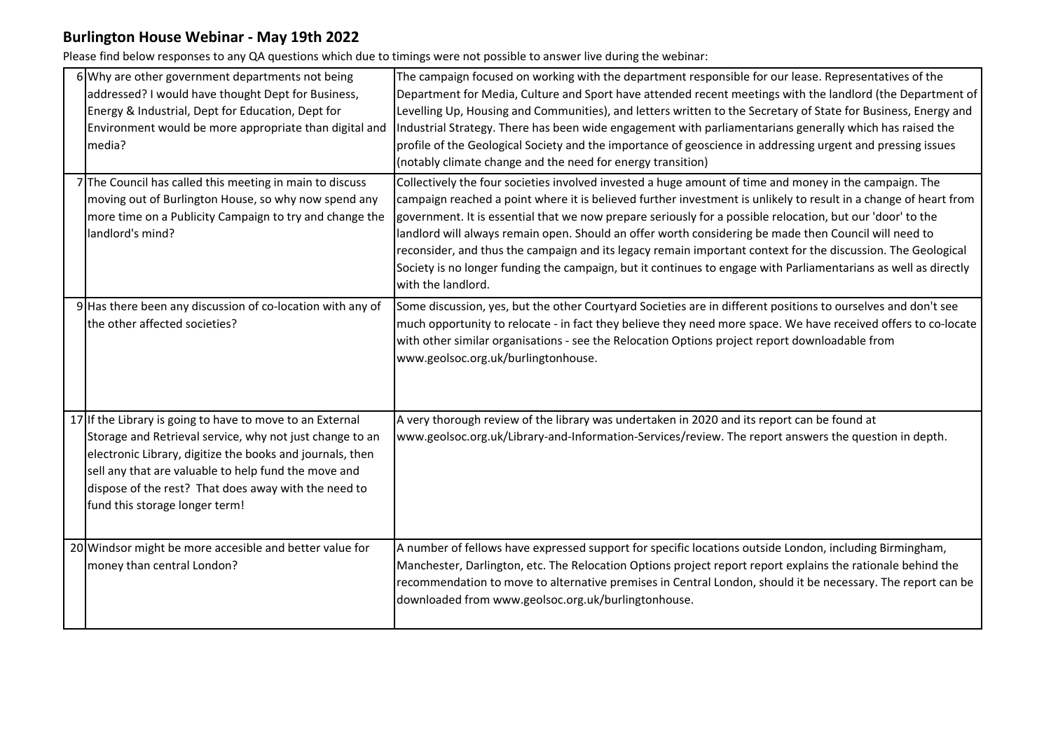## Burlington House Webinar - May 19th 2022

Please find below responses to any QA questions which due to timings were not possible to answer live during the webinar:

| # | Question | Response |
|---|---|---|
| 6 | Why are other government departments not being addressed? I would have thought Dept for Business, Energy & Industrial, Dept for Education, Dept for Environment would be more appropriate than digital and media? | The campaign focused on working with the department responsible for our lease. Representatives of the Department for Media, Culture and Sport have attended recent meetings with the landlord (the Department of Levelling Up, Housing and Communities), and letters written to the Secretary of State for Business, Energy and Industrial Strategy. There has been wide engagement with parliamentarians generally which has raised the profile of the Geological Society and the importance of geoscience in addressing urgent and pressing issues (notably climate change and the need for energy transition) |
| 7 | The Council has called this meeting in main to discuss moving out of Burlington House, so why now spend any more time on a Publicity Campaign to try and change the landlord's mind? | Collectively the four societies involved invested a huge amount of time and money in the campaign. The campaign reached a point where it is believed further investment is unlikely to result in a change of heart from government. It is essential that we now prepare seriously for a possible relocation, but our 'door' to the landlord will always remain open. Should an offer worth considering be made then Council will need to reconsider, and thus the campaign and its legacy remain important context for the discussion. The Geological Society is no longer funding the campaign, but it continues to engage with Parliamentarians as well as directly with the landlord. |
| 9 | Has there been any discussion of co-location with any of the other affected societies? | Some discussion, yes, but the other Courtyard Societies are in different positions to ourselves and don't see much opportunity to relocate - in fact they believe they need more space. We have received offers to co-locate with other similar organisations - see the Relocation Options project report downloadable from www.geolsoc.org.uk/burlingtonhouse. |
| 17 | If the Library is going to have to move to an External Storage and Retrieval service, why not just change to an electronic Library, digitize the books and journals, then sell any that are valuable to help fund the move and dispose of the rest? That does away with the need to fund this storage longer term! | A very thorough review of the library was undertaken in 2020 and its report can be found at www.geolsoc.org.uk/Library-and-Information-Services/review. The report answers the question in depth. |
| 20 | Windsor might be more accesible and better value for money than central London? | A number of fellows have expressed support for specific locations outside London, including Birmingham, Manchester, Darlington, etc. The Relocation Options project report report explains the rationale behind the recommendation to move to alternative premises in Central London, should it be necessary. The report can be downloaded from www.geolsoc.org.uk/burlingtonhouse. |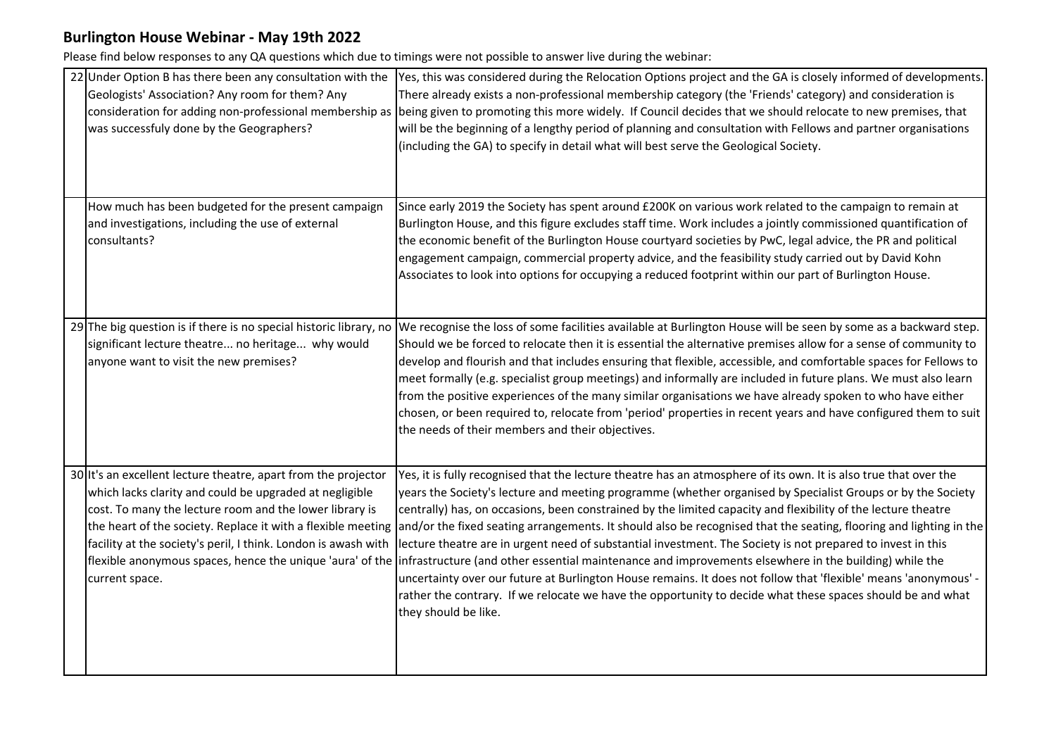## Burlington House Webinar - May 19th 2022

Please find below responses to any QA questions which due to timings were not possible to answer live during the webinar:

| | | |
|---|---|---|
| 22 | Under Option B has there been any consultation with the Geologists' Association? Any room for them? Any consideration for adding non-professional membership as was successfuly done by the Geographers? | Yes, this was considered during the Relocation Options project and the GA is closely informed of developments. There already exists a non-professional membership category (the 'Friends' category) and consideration is being given to promoting this more widely. If Council decides that we should relocate to new premises, that will be the beginning of a lengthy period of planning and consultation with Fellows and partner organisations (including the GA) to specify in detail what will best serve the Geological Society. |
| | How much has been budgeted for the present campaign and investigations, including the use of external consultants? | Since early 2019 the Society has spent around £200K on various work related to the campaign to remain at Burlington House, and this figure excludes staff time. Work includes a jointly commissioned quantification of the economic benefit of the Burlington House courtyard societies by PwC, legal advice, the PR and political engagement campaign, commercial property advice, and the feasibility study carried out by David Kohn Associates to look into options for occupying a reduced footprint within our part of Burlington House. |
| 29 | The big question is if there is no special historic library, no significant lecture theatre... no heritage... why would anyone want to visit the new premises? | We recognise the loss of some facilities available at Burlington House will be seen by some as a backward step. Should we be forced to relocate then it is essential the alternative premises allow for a sense of community to develop and flourish and that includes ensuring that flexible, accessible, and comfortable spaces for Fellows to meet formally (e.g. specialist group meetings) and informally are included in future plans. We must also learn from the positive experiences of the many similar organisations we have already spoken to who have either chosen, or been required to, relocate from 'period' properties in recent years and have configured them to suit the needs of their members and their objectives. |
| 30 | It's an excellent lecture theatre, apart from the projector which lacks clarity and could be upgraded at negligible cost. To many the lecture room and the lower library is the heart of the society. Replace it with a flexible meeting facility at the society's peril, I think. London is awash with flexible anonymous spaces, hence the unique 'aura' of the current space. | Yes, it is fully recognised that the lecture theatre has an atmosphere of its own. It is also true that over the years the Society's lecture and meeting programme (whether organised by Specialist Groups or by the Society centrally) has, on occasions, been constrained by the limited capacity and flexibility of the lecture theatre and/or the fixed seating arrangements. It should also be recognised that the seating, flooring and lighting in the lecture theatre are in urgent need of substantial investment. The Society is not prepared to invest in this infrastructure (and other essential maintenance and improvements elsewhere in the building) while the uncertainty over our future at Burlington House remains. It does not follow that 'flexible' means 'anonymous' - rather the contrary. If we relocate we have the opportunity to decide what these spaces should be and what they should be like. |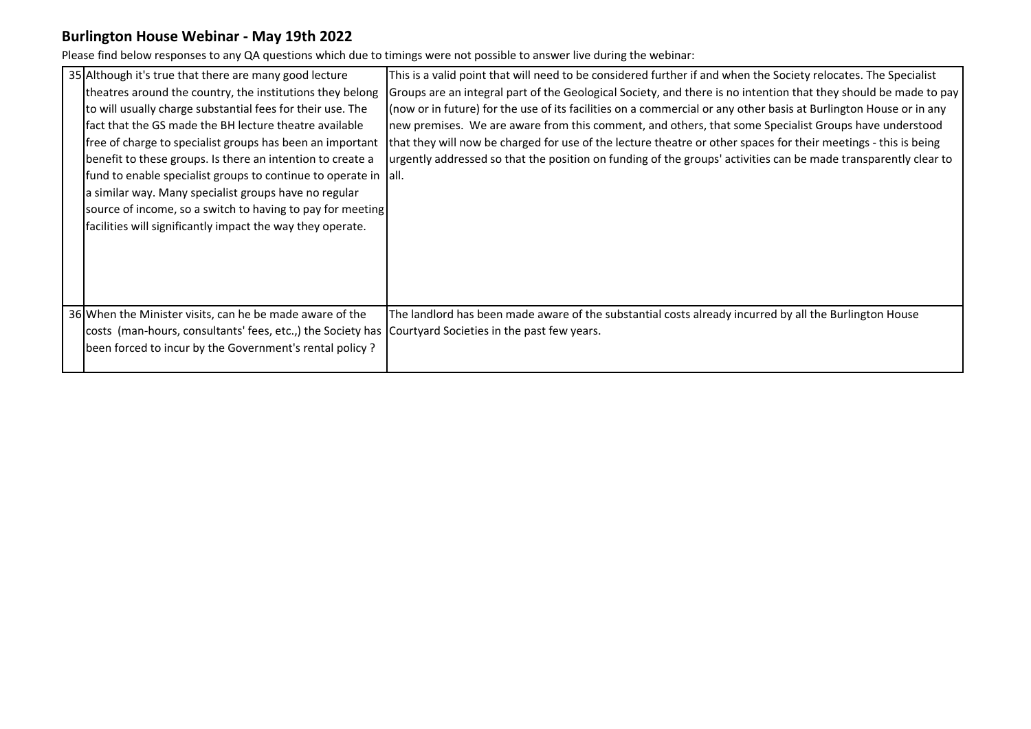## Burlington House Webinar - May 19th 2022

Please find below responses to any QA questions which due to timings were not possible to answer live during the webinar:

| | | |
|---|---|---|
| 35 | Although it's true that there are many good lecture theatres around the country, the institutions they belong to will usually charge substantial fees for their use. The fact that the GS made the BH lecture theatre available free of charge to specialist groups has been an important benefit to these groups. Is there an intention to create a fund to enable specialist groups to continue to operate in a similar way. Many specialist groups have no regular source of income, so a switch to having to pay for meeting facilities will significantly impact the way they operate. | This is a valid point that will need to be considered further if and when the Society relocates. The Specialist Groups are an integral part of the Geological Society, and there is no intention that they should be made to pay (now or in future) for the use of its facilities on a commercial or any other basis at Burlington House or in any new premises. We are aware from this comment, and others, that some Specialist Groups have understood that they will now be charged for use of the lecture theatre or other spaces for their meetings - this is being urgently addressed so that the position on funding of the groups' activities can be made transparently clear to all. |
| 36 | When the Minister visits, can he be made aware of the costs (man-hours, consultants' fees, etc.,) the Society has been forced to incur by the Government's rental policy ? | The landlord has been made aware of the substantial costs already incurred by all the Burlington House Courtyard Societies in the past few years. |